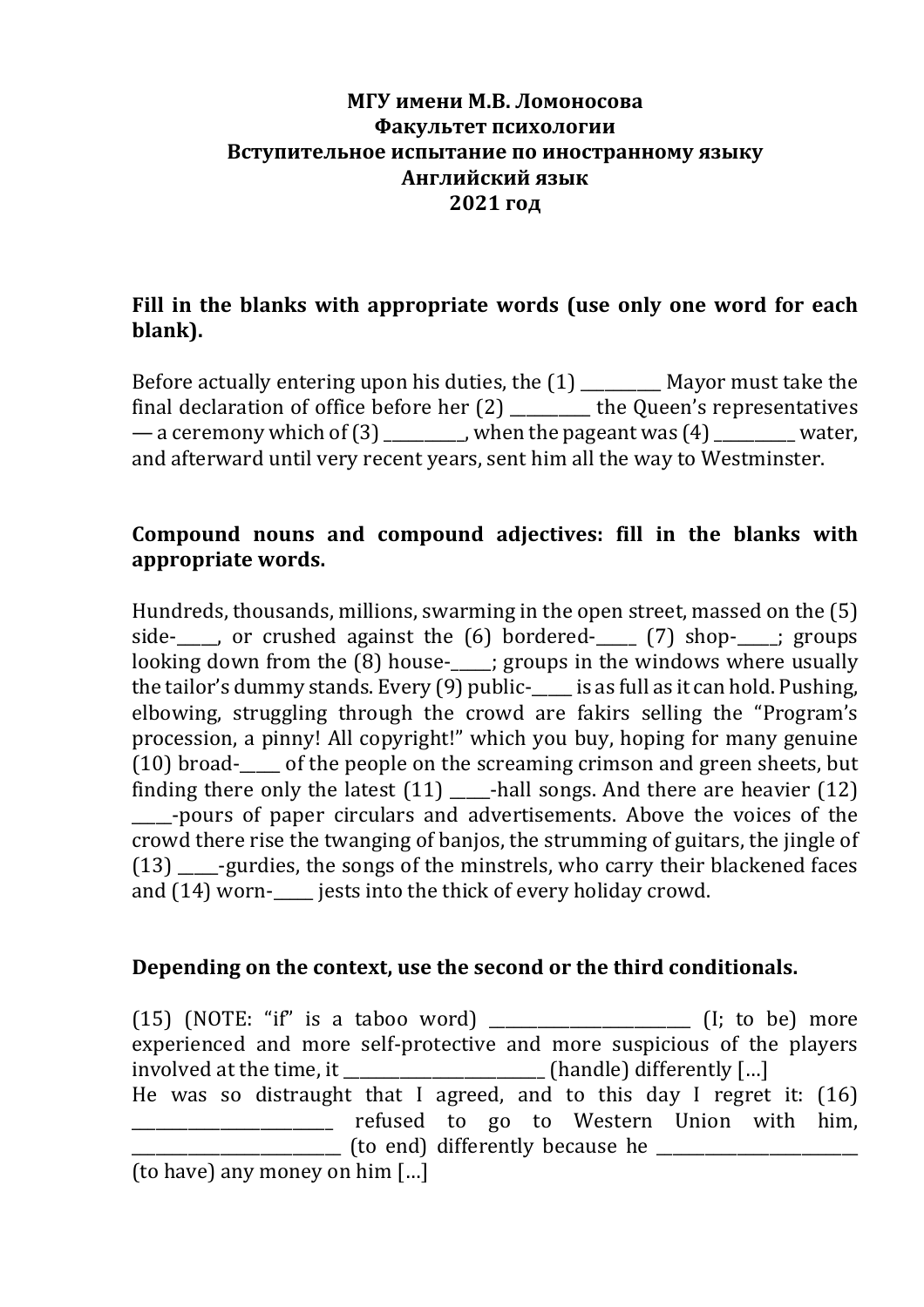**МГУ имени М.В. Ломоносова**
**Факультет психологии**
**Вступительное испытание по иностранному языку**
**Английский язык**
**2021 год**

**Fill in the blanks with appropriate words (use only one word for each blank).**

Before actually entering upon his duties, the (1) __________ Mayor must take the final declaration of office before her (2) __________ the Queen's representatives — a ceremony which of (3) __________, when the pageant was (4) __________ water, and afterward until very recent years, sent him all the way to Westminster.

**Compound nouns and compound adjectives: fill in the blanks with appropriate words.**

Hundreds, thousands, millions, swarming in the open street, massed on the (5) side-_____, or crushed against the (6) bordered-_____ (7) shop-_____; groups looking down from the (8) house-_____; groups in the windows where usually the tailor's dummy stands. Every (9) public-_____ is as full as it can hold. Pushing, elbowing, struggling through the crowd are fakirs selling the "Program's procession, a pinny! All copyright!" which you buy, hoping for many genuine (10) broad-_____ of the people on the screaming crimson and green sheets, but finding there only the latest (11) _____-hall songs. And there are heavier (12) _____-pours of paper circulars and advertisements. Above the voices of the crowd there rise the twanging of banjos, the strumming of guitars, the jingle of (13) _____-gurdies, the songs of the minstrels, who carry their blackened faces and (14) worn-_____ jests into the thick of every holiday crowd.

**Depending on the context, use the second or the third conditionals.**

(15) (NOTE: "if" is a taboo word) ________________________ (I; to be) more experienced and more self-protective and more suspicious of the players involved at the time, it ________________________ (handle) differently […]

He was so distraught that I agreed, and to this day I regret it: (16) ________________________ refused to go to Western Union with him, ________________________ (to end) differently because he ________________________ (to have) any money on him […]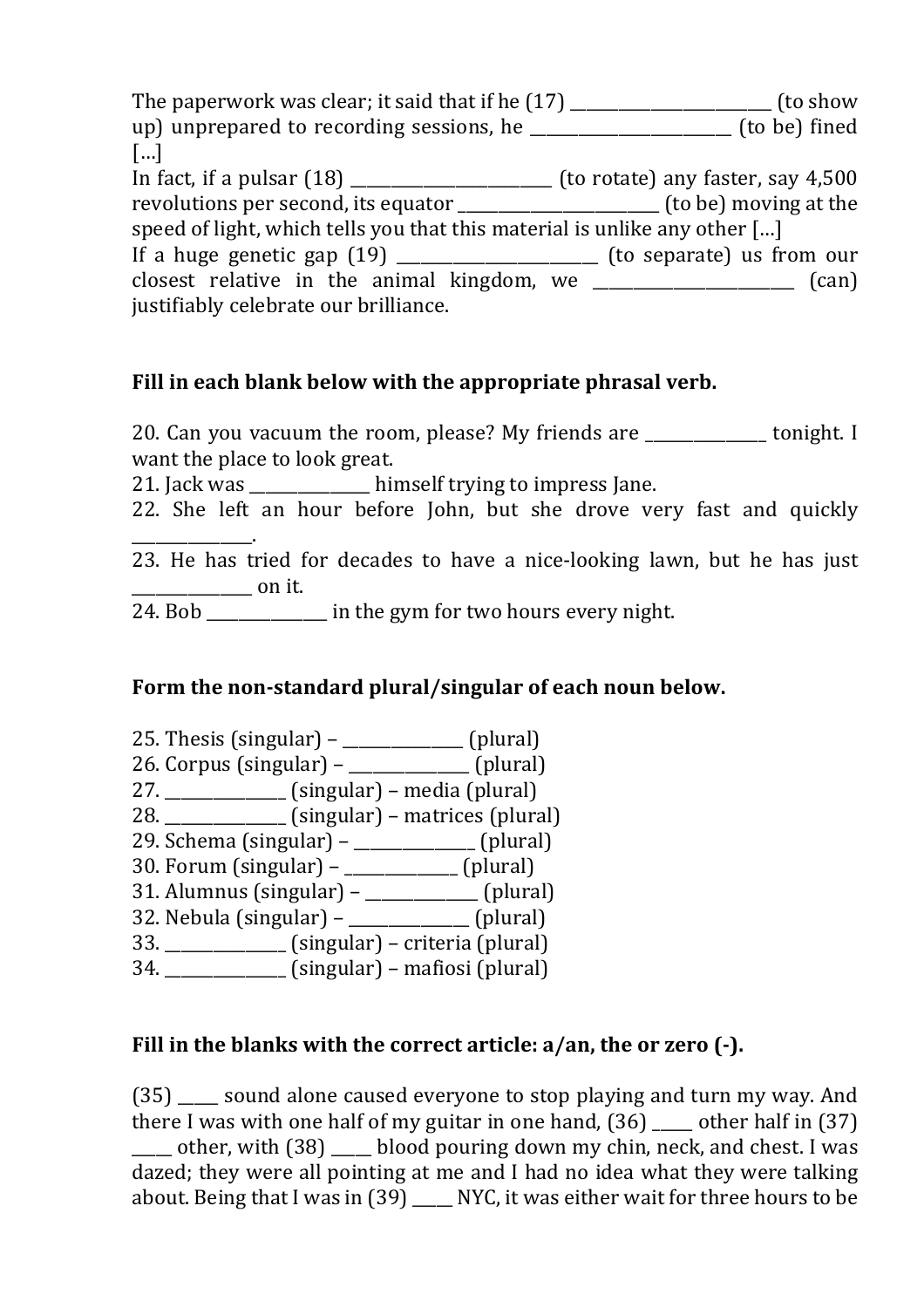The paperwork was clear; it said that if he (17) _________________________ (to show up) unprepared to recording sessions, he _________________________ (to be) fined […]
In fact, if a pulsar (18) _________________________ (to rotate) any faster, say 4,500 revolutions per second, its equator _________________________ (to be) moving at the speed of light, which tells you that this material is unlike any other […]
If a huge genetic gap (19) _________________________ (to separate) us from our closest relative in the animal kingdom, we _________________________ (can) justifiably celebrate our brilliance.

**Fill in each blank below with the appropriate phrasal verb.**

20. Can you vacuum the room, please? My friends are ________________ tonight. I want the place to look great.
21. Jack was ________________ himself trying to impress Jane.
22. She left an hour before John, but she drove very fast and quickly ________________.
23. He has tried for decades to have a nice-looking lawn, but he has just ________________ on it.
24. Bob ________________ in the gym for two hours every night.

**Form the non-standard plural/singular of each noun below.**

25. Thesis (singular) – ________________ (plural)
26. Corpus (singular) – ________________ (plural)
27. ________________ (singular) – media (plural)
28. ________________ (singular) – matrices (plural)
29. Schema (singular) – ________________ (plural)
30. Forum (singular) – ________________ (plural)
31. Alumnus (singular) – ________________ (plural)
32. Nebula (singular) – ________________ (plural)
33. ________________ (singular) – criteria (plural)
34. ________________ (singular) – mafiosi (plural)

**Fill in the blanks with the correct article: a/an, the or zero (-).**

(35) _____ sound alone caused everyone to stop playing and turn my way. And there I was with one half of my guitar in one hand, (36) _____ other half in (37) _____ other, with (38) _____ blood pouring down my chin, neck, and chest. I was dazed; they were all pointing at me and I had no idea what they were talking about. Being that I was in (39) _____ NYC, it was either wait for three hours to be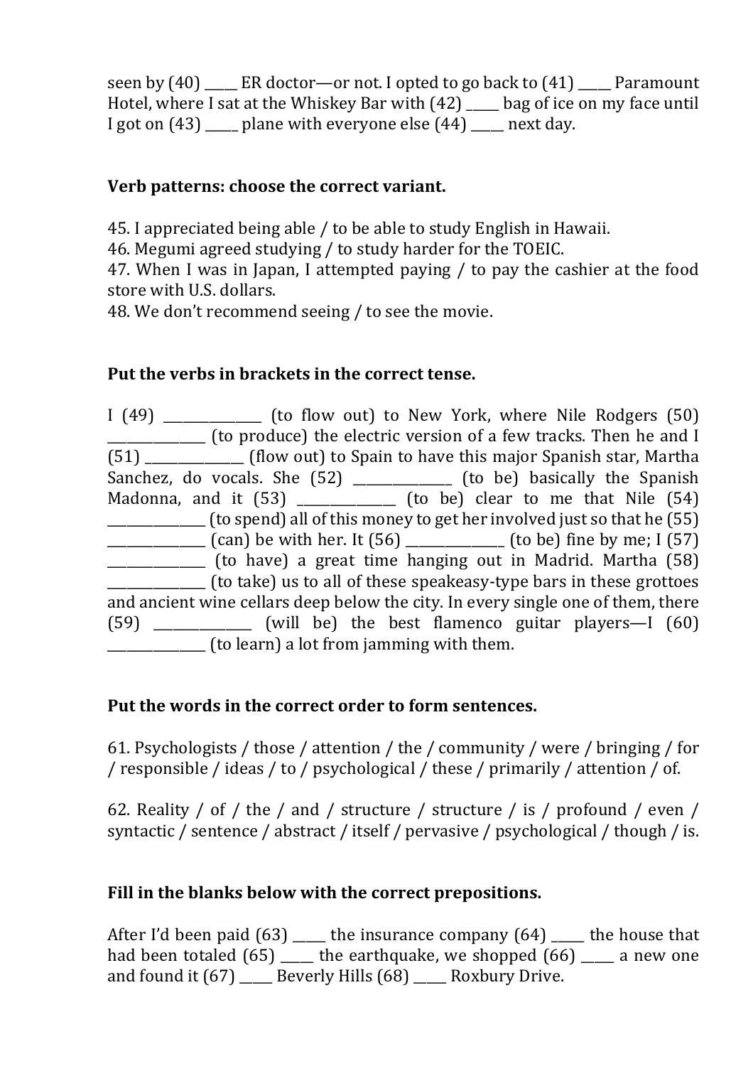seen by (40) _____ ER doctor—or not. I opted to go back to (41) _____ Paramount Hotel, where I sat at the Whiskey Bar with (42) _____ bag of ice on my face until I got on (43) _____ plane with everyone else (44) _____ next day.

**Verb patterns: choose the correct variant.**

45. I appreciated being able / to be able to study English in Hawaii.
46. Megumi agreed studying / to study harder for the TOEIC.
47. When I was in Japan, I attempted paying / to pay the cashier at the food store with U.S. dollars.
48. We don't recommend seeing / to see the movie.

**Put the verbs in brackets in the correct tense.**

I (49) _______________ (to flow out) to New York, where Nile Rodgers (50) _______________ (to produce) the electric version of a few tracks. Then he and I (51) _______________ (flow out) to Spain to have this major Spanish star, Martha Sanchez, do vocals. She (52) _______________ (to be) basically the Spanish Madonna, and it (53) _______________ (to be) clear to me that Nile (54) _______________ (to spend) all of this money to get her involved just so that he (55) _______________ (can) be with her. It (56) _______________ (to be) fine by me; I (57) _______________ (to have) a great time hanging out in Madrid. Martha (58) _______________ (to take) us to all of these speakeasy-type bars in these grottoes and ancient wine cellars deep below the city. In every single one of them, there (59) _______________ (will be) the best flamenco guitar players—I (60) _______________ (to learn) a lot from jamming with them.

**Put the words in the correct order to form sentences.**

61. Psychologists / those / attention / the / community / were / bringing / for / responsible / ideas / to / psychological / these / primarily / attention / of.

62. Reality / of / the / and / structure / structure / is / profound / even / syntactic / sentence / abstract / itself / pervasive / psychological / though / is.

**Fill in the blanks below with the correct prepositions.**

After I'd been paid (63) _____ the insurance company (64) _____ the house that had been totaled (65) _____ the earthquake, we shopped (66) _____ a new one and found it (67) _____ Beverly Hills (68) _____ Roxbury Drive.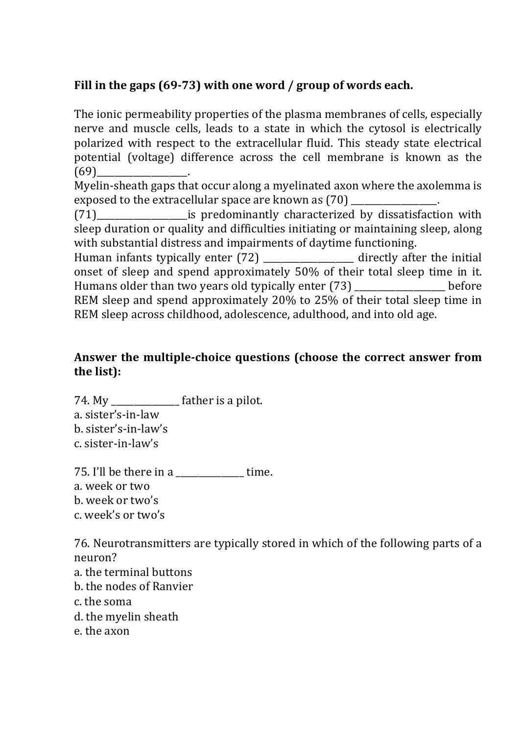**Fill in the gaps (69-73) with one word / group of words each.**

The ionic permeability properties of the plasma membranes of cells, especially nerve and muscle cells, leads to a state in which the cytosol is electrically polarized with respect to the extracellular fluid. This steady state electrical potential (voltage) difference across the cell membrane is known as the (69)\_\_\_\_\_\_\_\_\_\_\_\_\_\_\_\_\_\_\_\_.
Myelin-sheath gaps that occur along a myelinated axon where the axolemma is exposed to the extracellular space are known as (70) \_\_\_\_\_\_\_\_\_\_\_\_\_\_\_\_\_\_\_\_.
(71)\_\_\_\_\_\_\_\_\_\_\_\_\_\_\_\_\_\_\_\_is predominantly characterized by dissatisfaction with sleep duration or quality and difficulties initiating or maintaining sleep, along with substantial distress and impairments of daytime functioning.
Human infants typically enter (72) \_\_\_\_\_\_\_\_\_\_\_\_\_\_\_\_\_\_\_\_ directly after the initial onset of sleep and spend approximately 50% of their total sleep time in it. Humans older than two years old typically enter (73) \_\_\_\_\_\_\_\_\_\_\_\_\_\_\_\_\_\_\_\_ before REM sleep and spend approximately 20% to 25% of their total sleep time in REM sleep across childhood, adolescence, adulthood, and into old age.

**Answer the multiple-choice questions (choose the correct answer from the list):**

74. My \_\_\_\_\_\_\_\_\_\_\_\_\_\_\_ father is a pilot.
a. sister's-in-law
b. sister's-in-law's
c. sister-in-law's

75. I'll be there in a \_\_\_\_\_\_\_\_\_\_\_\_\_\_\_ time.
a. week or two
b. week or two's
c. week's or two's

76. Neurotransmitters are typically stored in which of the following parts of a neuron?
a. the terminal buttons
b. the nodes of Ranvier
c. the soma
d. the myelin sheath
e. the axon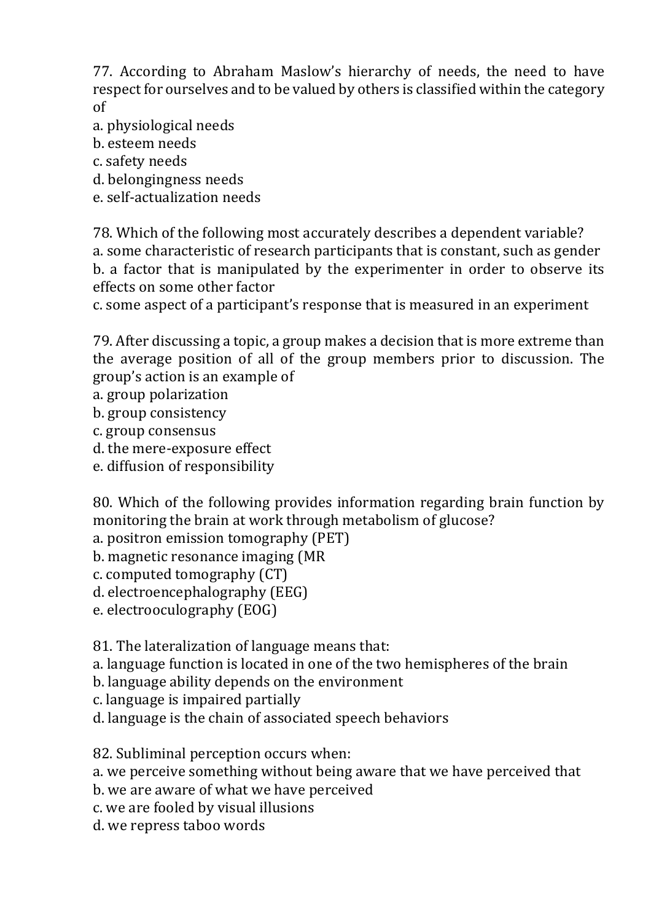77. According to Abraham Maslow's hierarchy of needs, the need to have respect for ourselves and to be valued by others is classified within the category of

a. physiological needs
b. esteem needs
c. safety needs
d. belongingness needs
e. self-actualization needs

78. Which of the following most accurately describes a dependent variable?

a. some characteristic of research participants that is constant, such as gender
b. a factor that is manipulated by the experimenter in order to observe its effects on some other factor
c. some aspect of a participant's response that is measured in an experiment

79. After discussing a topic, a group makes a decision that is more extreme than the average position of all of the group members prior to discussion. The group's action is an example of

a. group polarization
b. group consistency
c. group consensus
d. the mere-exposure effect
e. diffusion of responsibility

80. Which of the following provides information regarding brain function by monitoring the brain at work through metabolism of glucose?

a. positron emission tomography (PET)
b. magnetic resonance imaging (MR
c. computed tomography (CT)
d. electroencephalography (EEG)
e. electrooculography (EOG)

81. The lateralization of language means that:

a. language function is located in one of the two hemispheres of the brain
b. language ability depends on the environment
c. language is impaired partially
d. language is the chain of associated speech behaviors

82. Subliminal perception occurs when:

a. we perceive something without being aware that we have perceived that
b. we are aware of what we have perceived
c. we are fooled by visual illusions
d. we repress taboo words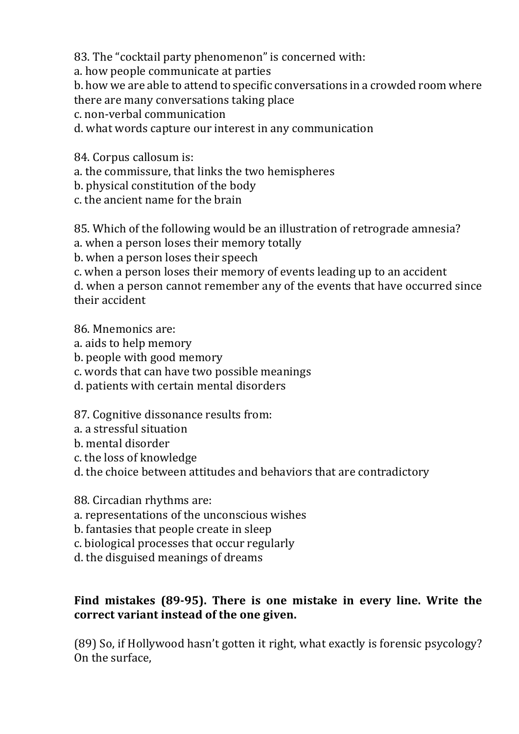83. The “cocktail party phenomenon” is concerned with:
a. how people communicate at parties
b. how we are able to attend to specific conversations in a crowded room where there are many conversations taking place
c. non-verbal communication
d. what words capture our interest in any communication

84. Corpus callosum is:
a. the commissure, that links the two hemispheres
b. physical constitution of the body
c. the ancient name for the brain

85. Which of the following would be an illustration of retrograde amnesia?
a. when a person loses their memory totally
b. when a person loses their speech
c. when a person loses their memory of events leading up to an accident
d. when a person cannot remember any of the events that have occurred since their accident

86. Mnemonics are:
a. aids to help memory
b. people with good memory
c. words that can have two possible meanings
d. patients with certain mental disorders

87. Cognitive dissonance results from:
a. a stressful situation
b. mental disorder
c. the loss of knowledge
d. the choice between attitudes and behaviors that are contradictory

88. Circadian rhythms are:
a. representations of the unconscious wishes
b. fantasies that people create in sleep
c. biological processes that occur regularly
d. the disguised meanings of dreams

**Find mistakes (89-95). There is one mistake in every line. Write the correct variant instead of the one given.**

(89) So, if Hollywood hasn’t gotten it right, what exactly is forensic psycology? On the surface,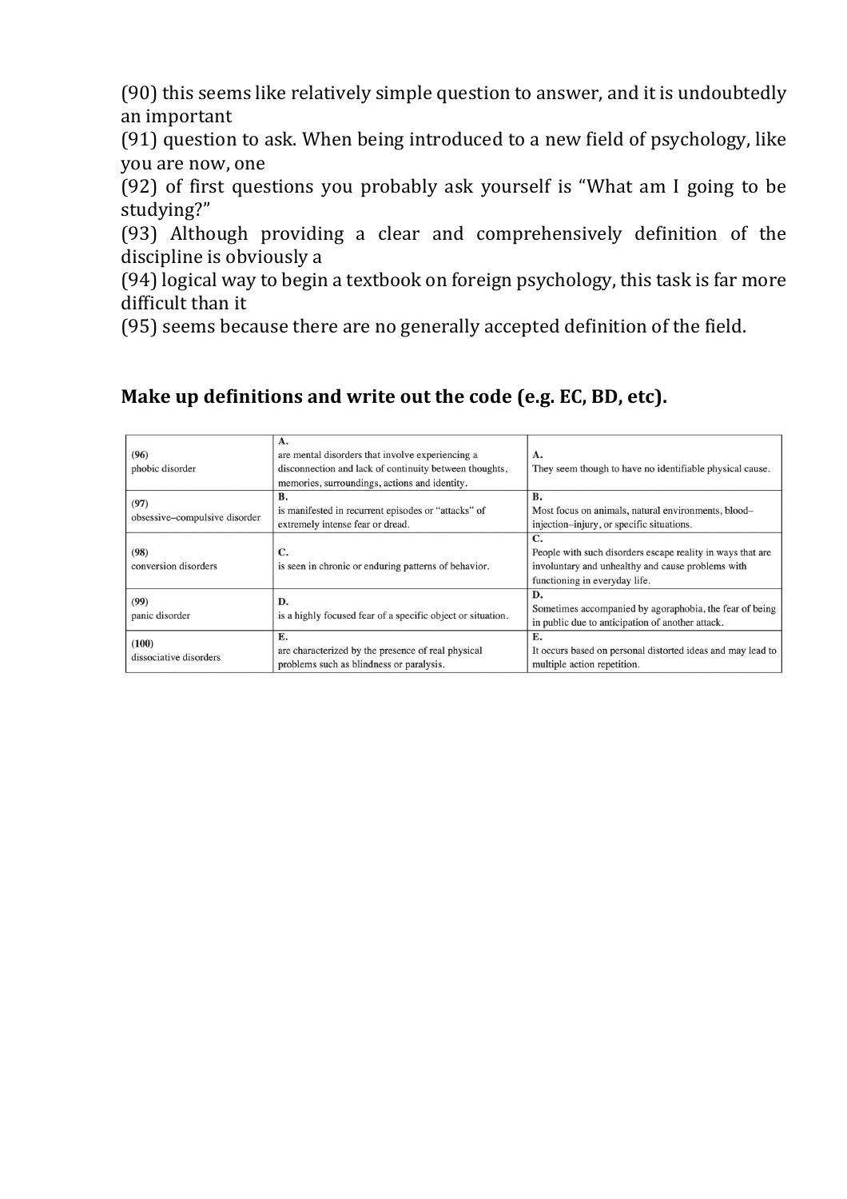(90) this seems like relatively simple question to answer, and it is undoubtedly an important

(91) question to ask. When being introduced to a new field of psychology, like you are now, one

(92) of first questions you probably ask yourself is "What am I going to be studying?"

(93) Although providing a clear and comprehensively definition of the discipline is obviously a

(94) logical way to begin a textbook on foreign psychology, this task is far more difficult than it

(95) seems because there are no generally accepted definition of the field.

**Make up definitions and write out the code (e.g. EC, BD, etc).**

| | | |
|---|---|---|
| **(96)** phobic disorder | **A.** are mental disorders that involve experiencing a disconnection and lack of continuity between thoughts, memories, surroundings, actions and identity. | **A.** They seem though to have no identifiable physical cause. |
| **(97)** obsessive–compulsive disorder | **B.** is manifested in recurrent episodes or "attacks" of extremely intense fear or dread. | **B.** Most focus on animals, natural environments, blood–injection–injury, or specific situations. |
| **(98)** conversion disorders | **C.** is seen in chronic or enduring patterns of behavior. | **C.** People with such disorders escape reality in ways that are involuntary and unhealthy and cause problems with functioning in everyday life. |
| **(99)** panic disorder | **D.** is a highly focused fear of a specific object or situation. | **D.** Sometimes accompanied by agoraphobia, the fear of being in public due to anticipation of another attack. |
| **(100)** dissociative disorders | **E.** are characterized by the presence of real physical problems such as blindness or paralysis. | **E.** It occurs based on personal distorted ideas and may lead to multiple action repetition. |